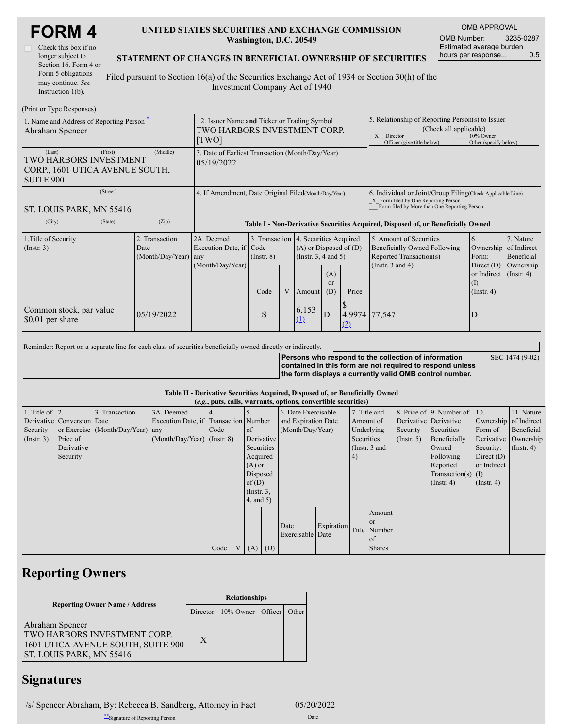# FORM 4

☐ Check this box if no longer subject to Section 16. Form 4 or Form 5 obligations may continue. *See* Instruction 1(b).

**UNITED STATES SECURITIES AND EXCHANGE COMMISSION**
**Washington, D.C. 20549**

**STATEMENT OF CHANGES IN BENEFICIAL OWNERSHIP OF SECURITIES**

Filed pursuant to Section 16(a) of the Securities Exchange Act of 1934 or Section 30(h) of the Investment Company Act of 1940

| OMB APPROVAL | |
|---|---|
| OMB Number: | 3235-0287 |
| Estimated average burden hours per response... | 0.5 |

(Print or Type Responses)

| 1. Name and Address of Reporting Person * | 2. Issuer Name **and** Ticker or Trading Symbol | 5. Relationship of Reporting Person(s) to Issuer (Check all applicable) |
|---|---|---|
| Abraham Spencer | TWO HARBORS INVESTMENT CORP. [TWO] | X Director ___ 10% Owner ___ Officer (give title below) ___ Other (specify below) |
| (Last) (First) (Middle) TWO HARBORS INVESTMENT CORP., 1601 UTICA AVENUE SOUTH, SUITE 900 | 3. Date of Earliest Transaction (Month/Day/Year) 05/19/2022 | |
| (Street) ST. LOUIS PARK, MN 55416 | 4. If Amendment, Date Original Filed(Month/Day/Year) | 6. Individual or Joint/Group Filing(Check Applicable Line) X Form filed by One Reporting Person ___ Form filed by More than One Reporting Person |
| (City) (State) (Zip) | | |

**Table I - Non-Derivative Securities Acquired, Disposed of, or Beneficially Owned**

| 1.Title of Security (Instr. 3) | 2. Transaction Date (Month/Day/Year) | 2A. Deemed Execution Date, if any (Month/Day/Year) | 3. Transaction Code (Instr. 8) | | 4. Securities Acquired (A) or Disposed of (D) (Instr. 3, 4 and 5) | | | 5. Amount of Securities Beneficially Owned Following Reported Transaction(s) (Instr. 3 and 4) | 6. Ownership Form: Direct (D) or Indirect (I) (Instr. 4) | 7. Nature of Indirect Beneficial Ownership (Instr. 4) |
|---|---|---|---|---|---|---|---|---|---|---|
| | | | Code | V | Amount | (A) or (D) | Price | | | |
| Common stock, par value $0.01 per share | 05/19/2022 | | S | | 6,153 (1) | D | $ 4.9974 (2) | 77,547 | D | |

Reminder: Report on a separate line for each class of securities beneficially owned directly or indirectly.

**Persons who respond to the collection of information contained in this form are not required to respond unless the form displays a currently valid OMB control number.**

SEC 1474 (9-02)

**Table II - Derivative Securities Acquired, Disposed of, or Beneficially Owned**
***(e.g.*, puts, calls, warrants, options, convertible securities)**

| 1. Title of Derivative Security (Instr. 3) | 2. Conversion or Exercise Price of Derivative Security | 3. Transaction Date (Month/Day/Year) | 3A. Deemed Execution Date, if any (Month/Day/Year) | 4. Transaction Code (Instr. 8) | | 5. Number of Derivative Securities Acquired (A) or Disposed of (D) (Instr. 3, 4, and 5) | | 6. Date Exercisable and Expiration Date (Month/Day/Year) | | 7. Title and Amount of Underlying Securities (Instr. 3 and 4) | | 8. Price of Derivative Security (Instr. 5) | 9. Number of Derivative Securities Beneficially Owned Following Reported Transaction(s) (Instr. 4) | 10. Ownership Form of Derivative Security: Direct (D) or Indirect (I) (Instr. 4) | 11. Nature of Indirect Beneficial Ownership (Instr. 4) |
|---|---|---|---|---|---|---|---|---|---|---|---|---|---|---|---|
| | | | | Code | V | (A) | (D) | Date Exercisable | Expiration Date | Title | Amount or Number of Shares | | | | |

## Reporting Owners

| Reporting Owner Name / Address | Relationships | | | |
|---|---|---|---|---|
| | Director | 10% Owner | Officer | Other |
| Abraham Spencer TWO HARBORS INVESTMENT CORP. 1601 UTICA AVENUE SOUTH, SUITE 900 ST. LOUIS PARK, MN 55416 | X | | | |

## Signatures

| /s/ Spencer Abraham, By: Rebecca B. Sandberg, Attorney in Fact | 05/20/2022 |
|---|---|
| **Signature of Reporting Person | Date |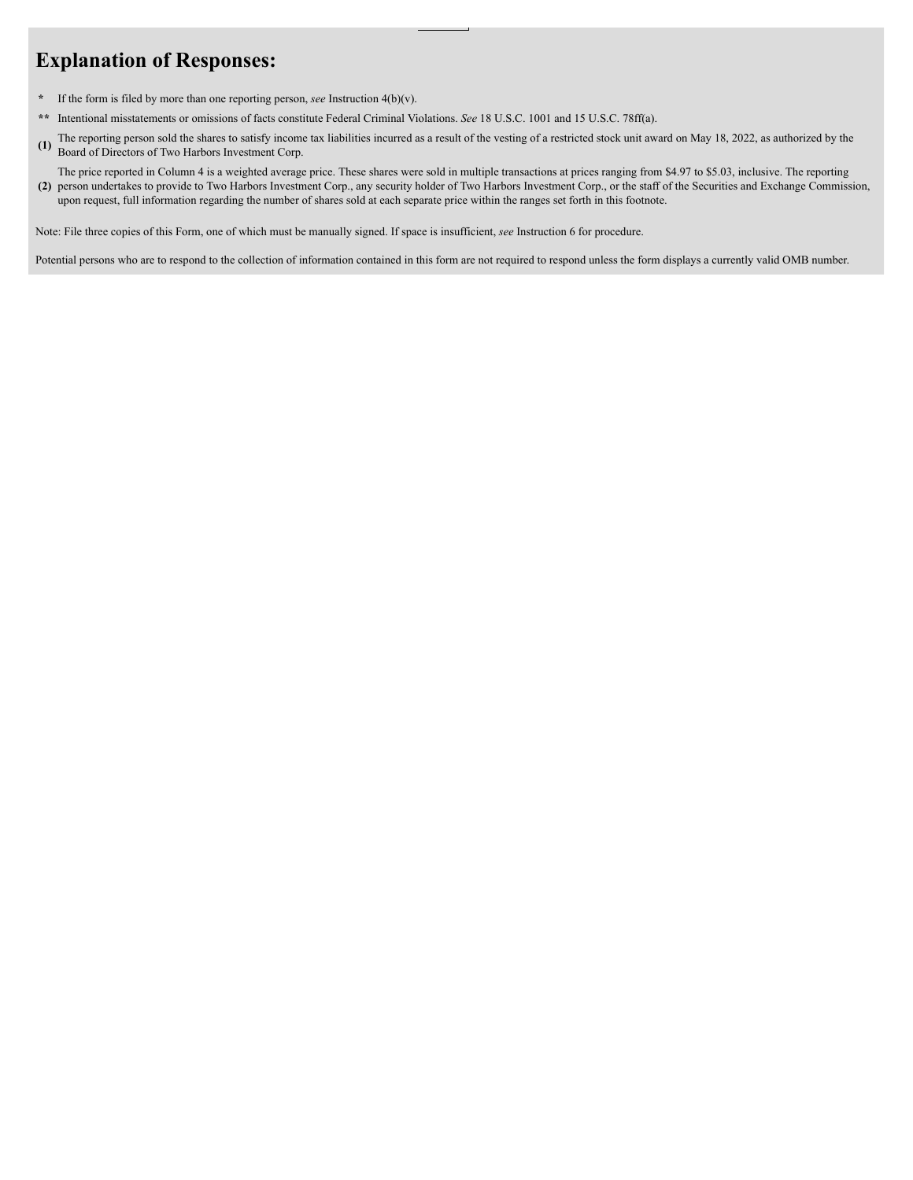# Explanation of Responses:

- \* If the form is filed by more than one reporting person, *see* Instruction 4(b)(v).
- \*\* Intentional misstatements or omissions of facts constitute Federal Criminal Violations. *See* 18 U.S.C. 1001 and 15 U.S.C. 78ff(a).
- **(1)** The reporting person sold the shares to satisfy income tax liabilities incurred as a result of the vesting of a restricted stock unit award on May 18, 2022, as authorized by the Board of Directors of Two Harbors Investment Corp.
- **(2)** The price reported in Column 4 is a weighted average price. These shares were sold in multiple transactions at prices ranging from $4.97 to $5.03, inclusive. The reporting person undertakes to provide to Two Harbors Investment Corp., any security holder of Two Harbors Investment Corp., or the staff of the Securities and Exchange Commission, upon request, full information regarding the number of shares sold at each separate price within the ranges set forth in this footnote.

Note: File three copies of this Form, one of which must be manually signed. If space is insufficient, *see* Instruction 6 for procedure.

Potential persons who are to respond to the collection of information contained in this form are not required to respond unless the form displays a currently valid OMB number.